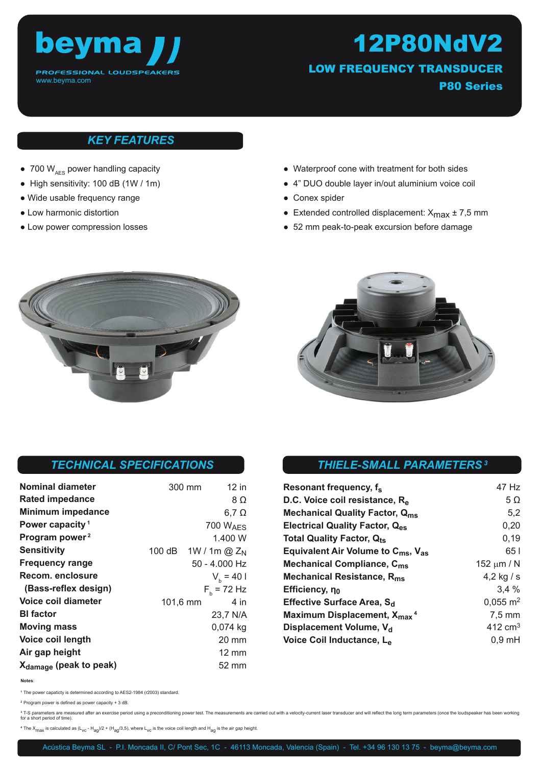# beyma

PROFESSIONAL LOUDSPEAKERS
www.beyma.com

# 12P80NdV2

## LOW FREQUENCY TRANSDUCER

### P80 Series

## KEY FEATURES

- 700 $W_{AES}$ power handling capacity
- High sensitivity: 100 dB (1W / 1m)
- Wide usable frequency range
- Low harmonic distortion
- Low power compression losses
- Waterproof cone with treatment for both sides
- 4” DUO double layer in/out aluminium voice coil
- Conex spider
- Extended controlled displacement: $X_{max}$ ± 7,5 mm
- 52 mm peak-to-peak excursion before damage

## TECHNICAL SPECIFICATIONS

| | | |
|---|---|---|
| **Nominal diameter** | 300 mm | 12 in |
| **Rated impedance** | | 8 Ω |
| **Minimum impedance** | | 6,7 Ω |
| **Power capacity** [1] | | 700 $W_{AES}$ |
| **Program power** [2] | | 1.400 W |
| **Sensitivity** | 100 dB | 1W / 1m @ $Z_N$ |
| **Frequency range** | | 50 - 4.000 Hz |
| **Recom. enclosure** | | $V_b$ = 40 l |
| **(Bass-reflex design)** | | $F_b$ = 72 Hz |
| **Voice coil diameter** | 101,6 mm | 4 in |
| **Bl factor** | | 23,7 N/A |
| **Moving mass** | | 0,074 kg |
| **Voice coil length** | | 20 mm |
| **Air gap height** | | 12 mm |
| **$X_{damage}$ (peak to peak)** | | 52 mm |

## THIELE-SMALL PARAMETERS [3]

| | |
|---|---|
| **Resonant frequency, $f_s$** | 47 Hz |
| **D.C. Voice coil resistance, $R_e$** | 5 Ω |
| **Mechanical Quality Factor, $Q_{ms}$** | 5,2 |
| **Electrical Quality Factor, $Q_{es}$** | 0,20 |
| **Total Quality Factor, $Q_{ts}$** | 0,19 |
| **Equivalent Air Volume to $C_{ms}$, $V_{as}$** | 65 l |
| **Mechanical Compliance, $C_{ms}$** | 152 μm / N |
| **Mechanical Resistance, $R_{ms}$** | 4,2 kg / s |
| **Efficiency, $\eta_0$** | 3,4 % |
| **Effective Surface Area, $S_d$** | 0,055 $m^2$ |
| **Maximum Displacement, $X_{max}$** [4] | 7,5 mm |
| **Displacement Volume, $V_d$** | 412 $cm^3$ |
| **Voice Coil Inductance, $L_e$** | 0,9 mH |

**Notes**:

[1] The power capaticty is determined according to AES2-1984 (r2003) standard.

[2] Program power is defined as power capacity + 3 dB.

[3] T-S parameters are measured after an exercise period using a preconditioning power test. The measurements are carried out with a velocity-current laser transducer and will reflect the long term parameters (once the loudspeaker has been working for a short period of time).

[4] The $X_{max}$ is calculated as $(L_{vc} - H_{ag})/2 + (H_{ag}/3,5)$, where $L_{vc}$ is the voice coil length and $H_{ag}$ is the air gap height.

Acústica Beyma SL - P.I. Moncada II, C/ Pont Sec, 1C - 46113 Moncada, Valencia (Spain) - Tel. +34 96 130 13 75 - beyma@beyma.com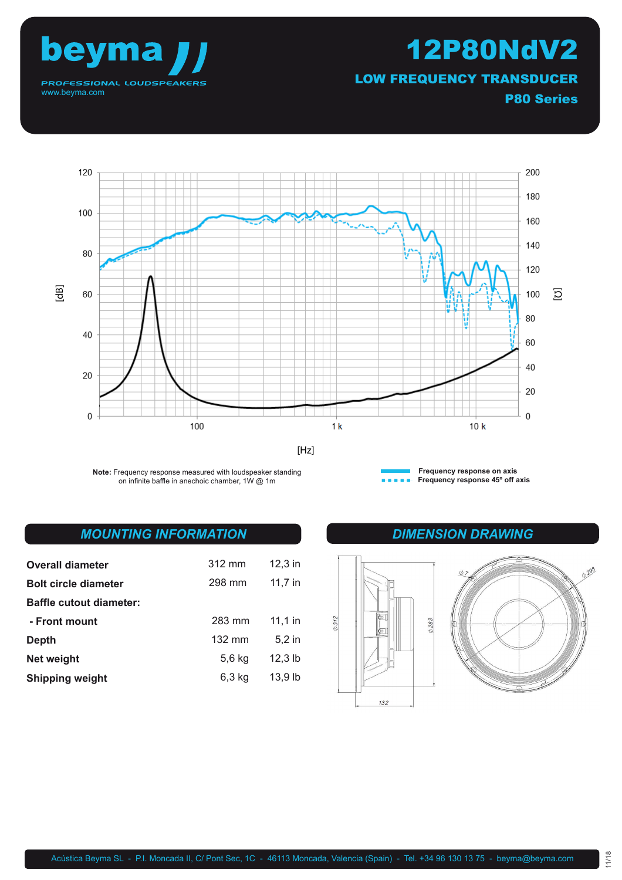# beyma

PROFESSIONAL LOUDSPEAKERS
www.beyma.com

# 12P80NdV2

## LOW FREQUENCY TRANSDUCER

## P80 Series

120
100
80
60
40
20
0

[dB]

200
180
160
140
120
100
80
60
40
20
0

[Ω]

100
1 k
10 k

[Hz]

**Note:** Frequency response measured with loudspeaker standing on infinite baffle in anechoic chamber, 1W @ 1m

Frequency response on axis
Frequency response 45º off axis

## MOUNTING INFORMATION

| | | |
|---|---|---|
| **Overall diameter** | 312 mm | 12,3 in |
| **Bolt circle diameter** | 298 mm | 11,7 in |
| **Baffle cutout diameter:** | | |
| **- Front mount** | 283 mm | 11,1 in |
| **Depth** | 132 mm | 5,2 in |
| **Net weight** | 5,6 kg | 12,3 lb |
| **Shipping weight** | 6,3 kg | 13,9 lb |

## DIMENSION DRAWING

∅312
∅283
132
∅7
∅298

Acústica Beyma SL - P.I. Moncada II, C/ Pont Sec, 1C - 46113 Moncada, Valencia (Spain) - Tel. +34 96 130 13 75 - beyma@beyma.com

11/18